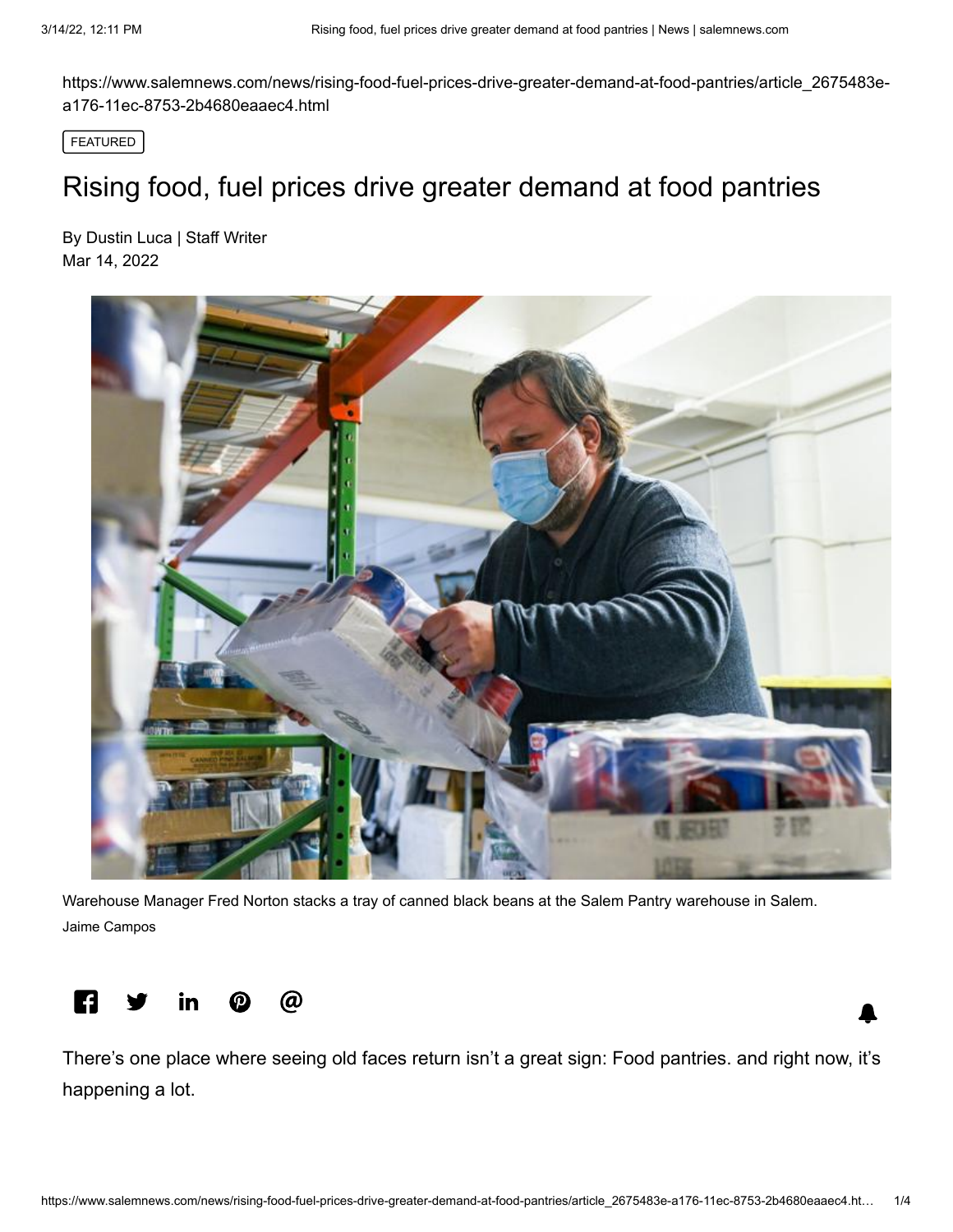https://www.salemnews.com/news/rising-food-fuel-prices-drive-greater-demand-at-food-pantries/article_2675483e-a176-11ec-8753-2b4680eaaec4.html

FEATURED

# Rising food, fuel prices drive greater demand at food pantries

By Dustin Luca | Staff Writer
Mar 14, 2022

Warehouse Manager Fred Norton stacks a tray of canned black beans at the Salem Pantry warehouse in Salem.
Jaime Campos

There's one place where seeing old faces return isn't a great sign: Food pantries. and right now, it's happening a lot.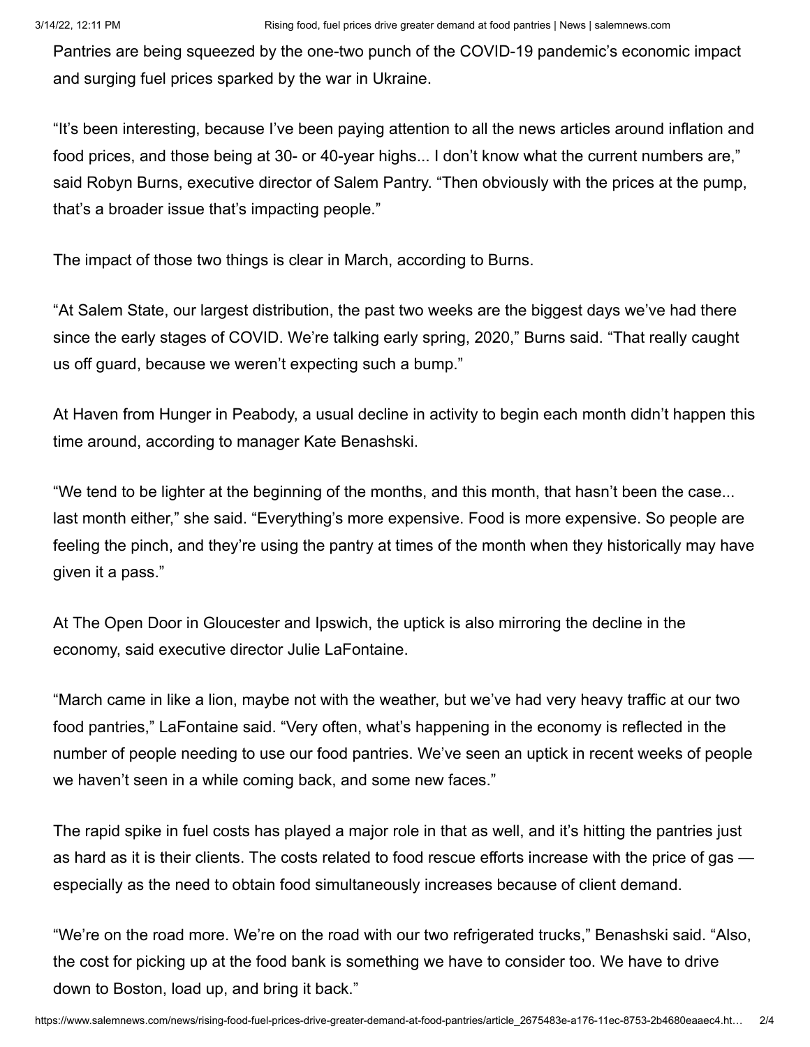Pantries are being squeezed by the one-two punch of the COVID-19 pandemic's economic impact and surging fuel prices sparked by the war in Ukraine.

"It's been interesting, because I've been paying attention to all the news articles around inflation and food prices, and those being at 30- or 40-year highs... I don't know what the current numbers are," said Robyn Burns, executive director of Salem Pantry. "Then obviously with the prices at the pump, that's a broader issue that's impacting people."

The impact of those two things is clear in March, according to Burns.

"At Salem State, our largest distribution, the past two weeks are the biggest days we've had there since the early stages of COVID. We're talking early spring, 2020," Burns said. "That really caught us off guard, because we weren't expecting such a bump."

At Haven from Hunger in Peabody, a usual decline in activity to begin each month didn't happen this time around, according to manager Kate Benashski.

"We tend to be lighter at the beginning of the months, and this month, that hasn't been the case... last month either," she said. "Everything's more expensive. Food is more expensive. So people are feeling the pinch, and they're using the pantry at times of the month when they historically may have given it a pass."

At The Open Door in Gloucester and Ipswich, the uptick is also mirroring the decline in the economy, said executive director Julie LaFontaine.

"March came in like a lion, maybe not with the weather, but we've had very heavy traffic at our two food pantries," LaFontaine said. "Very often, what's happening in the economy is reflected in the number of people needing to use our food pantries. We've seen an uptick in recent weeks of people we haven't seen in a while coming back, and some new faces."

The rapid spike in fuel costs has played a major role in that as well, and it's hitting the pantries just as hard as it is their clients. The costs related to food rescue efforts increase with the price of gas — especially as the need to obtain food simultaneously increases because of client demand.

"We're on the road more. We're on the road with our two refrigerated trucks," Benashski said. "Also, the cost for picking up at the food bank is something we have to consider too. We have to drive down to Boston, load up, and bring it back."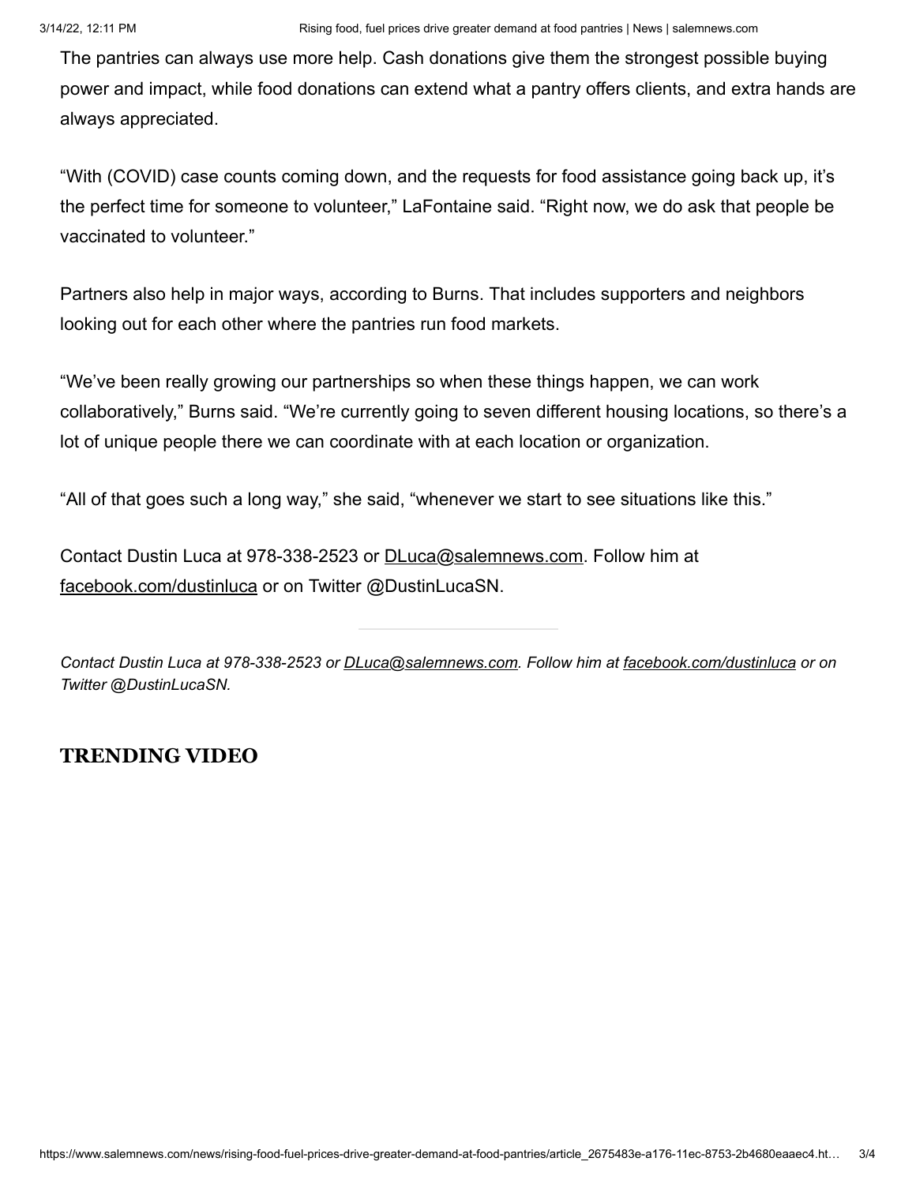The pantries can always use more help. Cash donations give them the strongest possible buying power and impact, while food donations can extend what a pantry offers clients, and extra hands are always appreciated.

"With (COVID) case counts coming down, and the requests for food assistance going back up, it's the perfect time for someone to volunteer," LaFontaine said. "Right now, we do ask that people be vaccinated to volunteer."

Partners also help in major ways, according to Burns. That includes supporters and neighbors looking out for each other where the pantries run food markets.

"We've been really growing our partnerships so when these things happen, we can work collaboratively," Burns said. "We're currently going to seven different housing locations, so there's a lot of unique people there we can coordinate with at each location or organization.

"All of that goes such a long way," she said, "whenever we start to see situations like this."

Contact Dustin Luca at 978-338-2523 or DLuca@salemnews.com. Follow him at facebook.com/dustinluca or on Twitter @DustinLucaSN.

---

*Contact Dustin Luca at 978-338-2523 or DLuca@salemnews.com. Follow him at facebook.com/dustinluca or on Twitter @DustinLucaSN.*

## TRENDING VIDEO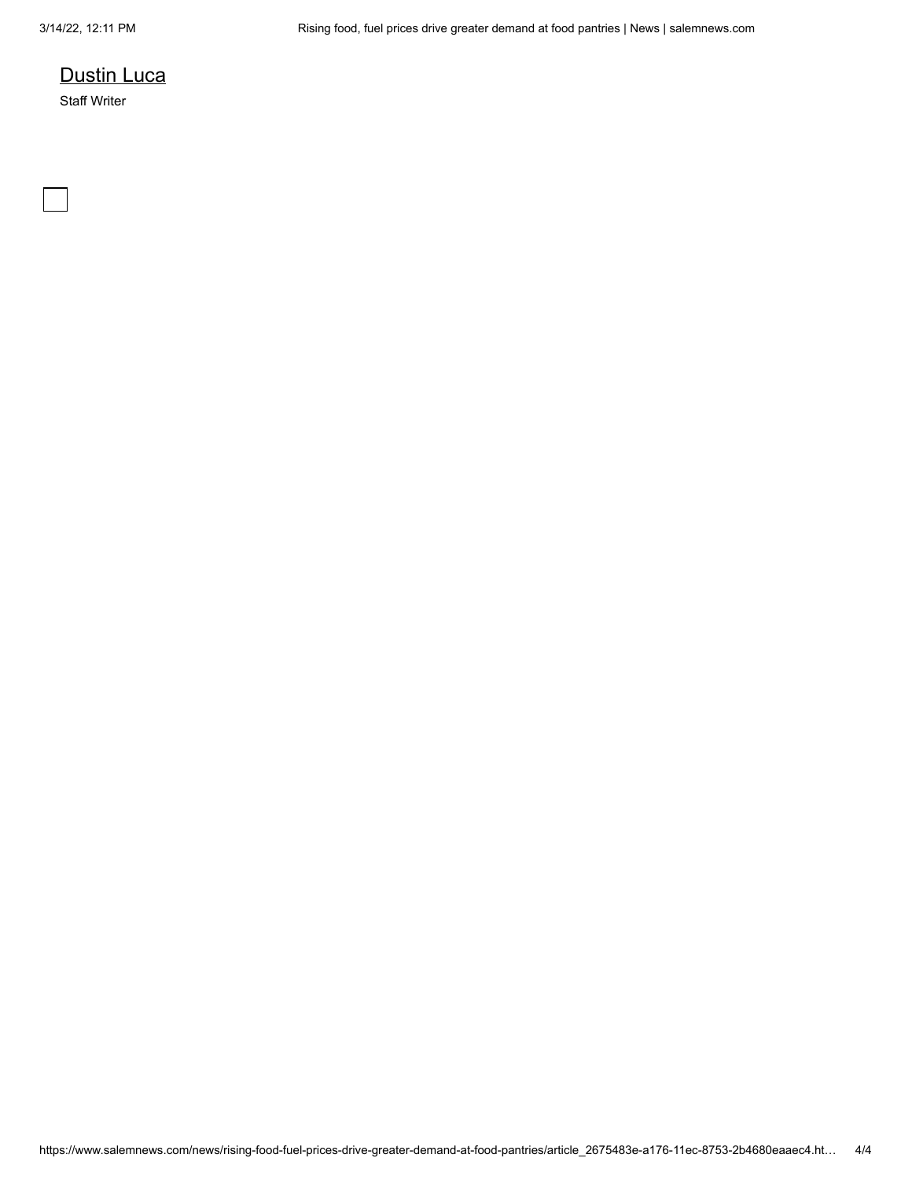[Dustin Luca]

Staff Writer